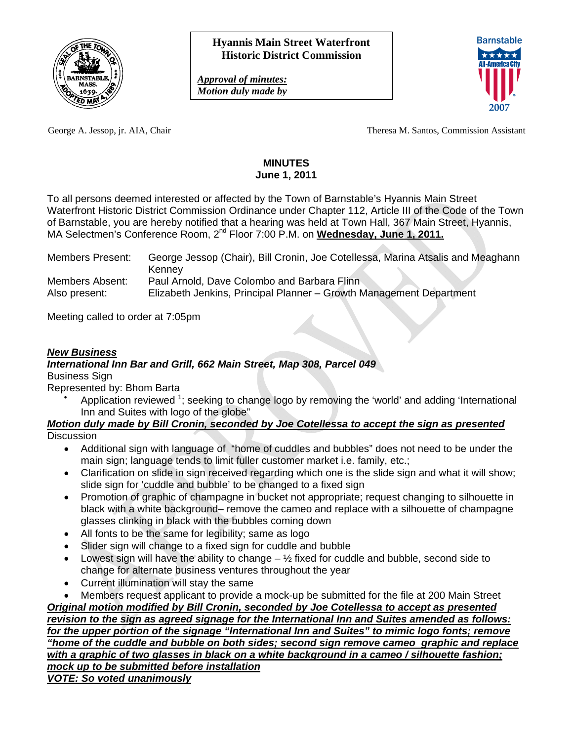**Hyannis Main Street Waterfront Historic District Commission**

***Approval of minutes:***
***Motion duly made by***

George A. Jessop, jr. AIA, Chair

Theresa M. Santos, Commission Assistant

# MINUTES
## June 1, 2011

To all persons deemed interested or affected by the Town of Barnstable's Hyannis Main Street Waterfront Historic District Commission Ordinance under Chapter 112, Article III of the Code of the Town of Barnstable, you are hereby notified that a hearing was held at Town Hall, 367 Main Street, Hyannis, MA Selectmen's Conference Room, 2nd Floor 7:00 P.M. on **Wednesday, June 1, 2011.**

| | |
|---|---|
| Members Present: | George Jessop (Chair), Bill Cronin, Joe Cotellessa, Marina Atsalis and Meaghann Kenney |
| Members Absent: | Paul Arnold, Dave Colombo and Barbara Flinn |
| Also present: | Elizabeth Jenkins, Principal Planner – Growth Management Department |

Meeting called to order at 7:05pm

***New Business***

***International Inn Bar and Grill, 662 Main Street, Map 308, Parcel 049***

Business Sign

Represented by: Bhom Barta

- Application reviewed [1]; seeking to change logo by removing the 'world' and adding 'International Inn and Suites with logo of the globe"

***Motion duly made by Bill Cronin, seconded by Joe Cotellessa to accept the sign as presented***

Discussion

- Additional sign with language of "home of cuddles and bubbles" does not need to be under the main sign; language tends to limit fuller customer market i.e. family, etc.;
- Clarification on slide in sign received regarding which one is the slide sign and what it will show; slide sign for 'cuddle and bubble' to be changed to a fixed sign
- Promotion of graphic of champagne in bucket not appropriate; request changing to silhouette in black with a white background– remove the cameo and replace with a silhouette of champagne glasses clinking in black with the bubbles coming down
- All fonts to be the same for legibility; same as logo
- Slider sign will change to a fixed sign for cuddle and bubble
- Lowest sign will have the ability to change – ½ fixed for cuddle and bubble, second side to change for alternate business ventures throughout the year
- Current illumination will stay the same
- Members request applicant to provide a mock-up be submitted for the file at 200 Main Street

***Original motion modified by Bill Cronin, seconded by Joe Cotellessa to accept as presented revision to the sign as agreed signage for the International Inn and Suites amended as follows: for the upper portion of the signage "International Inn and Suites" to mimic logo fonts; remove "home of the cuddle and bubble on both sides; second sign remove cameo graphic and replace with a graphic of two glasses in black on a white background in a cameo / silhouette fashion; mock up to be submitted before installation***

***VOTE: So voted unanimously***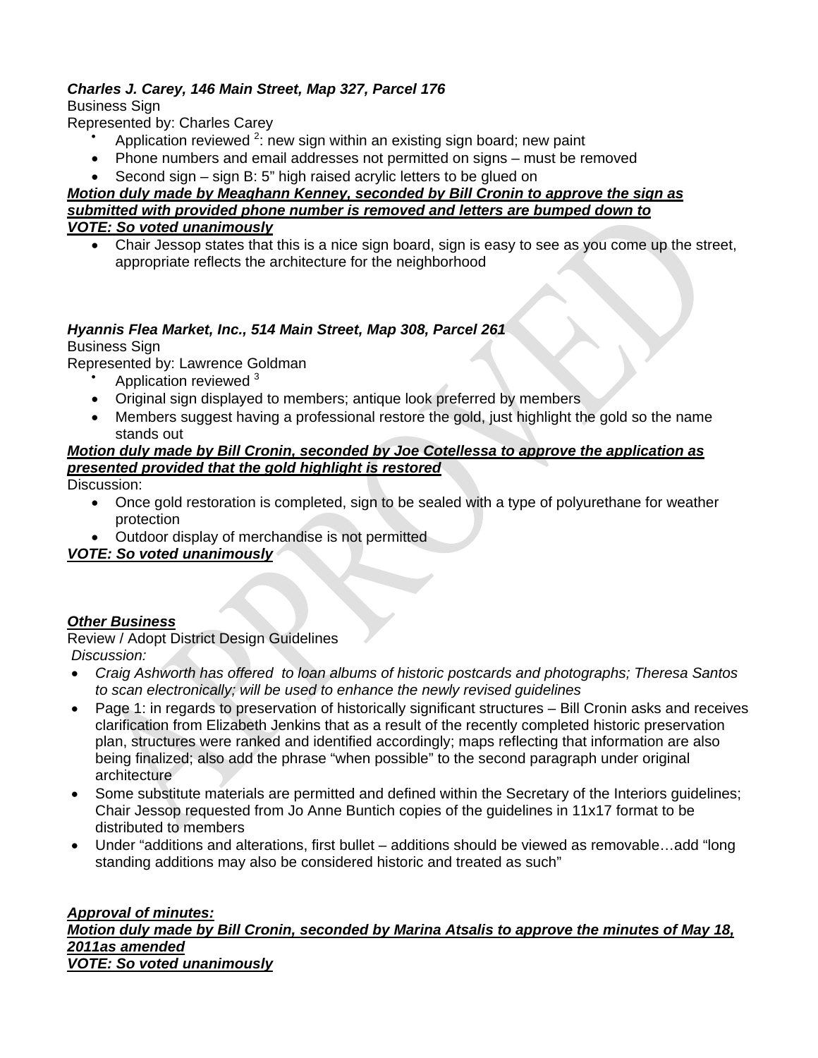***Charles J. Carey, 146 Main Street, Map 327, Parcel 176***

Business Sign

Represented by: Charles Carey

- Application reviewed [2]: new sign within an existing sign board; new paint
- Phone numbers and email addresses not permitted on signs – must be removed
- Second sign – sign B: 5" high raised acrylic letters to be glued on

***<u>Motion duly made by Meaghann Kenney, seconded by Bill Cronin to approve the sign as submitted with provided phone number is removed and letters are bumped down to</u>***

***<u>VOTE: So voted unanimously</u>***

- Chair Jessop states that this is a nice sign board, sign is easy to see as you come up the street, appropriate reflects the architecture for the neighborhood

***Hyannis Flea Market, Inc., 514 Main Street, Map 308, Parcel 261***

Business Sign

Represented by: Lawrence Goldman

- Application reviewed [3]
- Original sign displayed to members; antique look preferred by members
- Members suggest having a professional restore the gold, just highlight the gold so the name stands out

***<u>Motion duly made by Bill Cronin, seconded by Joe Cotellessa to approve the application as presented provided that the gold highlight is restored</u>***

Discussion:

- Once gold restoration is completed, sign to be sealed with a type of polyurethane for weather protection
- Outdoor display of merchandise is not permitted

***<u>VOTE: So voted unanimously</u>***

***<u>Other Business</u>***

Review / Adopt District Design Guidelines

*Discussion:*

- *Craig Ashworth has offered to loan albums of historic postcards and photographs; Theresa Santos to scan electronically; will be used to enhance the newly revised guidelines*
- Page 1: in regards to preservation of historically significant structures – Bill Cronin asks and receives clarification from Elizabeth Jenkins that as a result of the recently completed historic preservation plan, structures were ranked and identified accordingly; maps reflecting that information are also being finalized; also add the phrase "when possible" to the second paragraph under original architecture
- Some substitute materials are permitted and defined within the Secretary of the Interiors guidelines; Chair Jessop requested from Jo Anne Buntich copies of the guidelines in 11x17 format to be distributed to members
- Under "additions and alterations, first bullet – additions should be viewed as removable…add "long standing additions may also be considered historic and treated as such"

***<u>Approval of minutes:</u>***

***<u>Motion duly made by Bill Cronin, seconded by Marina Atsalis to approve the minutes of May 18, 2011as amended</u>***

***<u>VOTE: So voted unanimously</u>***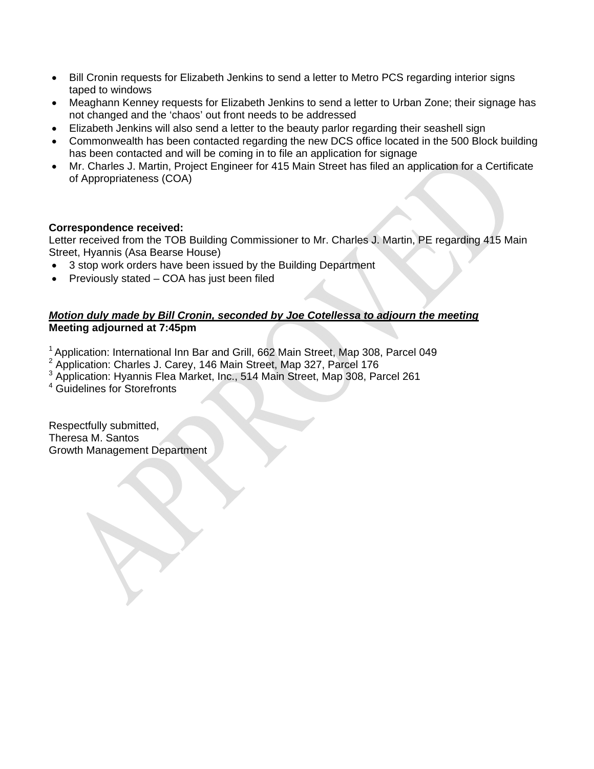- Bill Cronin requests for Elizabeth Jenkins to send a letter to Metro PCS regarding interior signs taped to windows
- Meaghann Kenney requests for Elizabeth Jenkins to send a letter to Urban Zone; their signage has not changed and the 'chaos' out front needs to be addressed
- Elizabeth Jenkins will also send a letter to the beauty parlor regarding their seashell sign
- Commonwealth has been contacted regarding the new DCS office located in the 500 Block building has been contacted and will be coming in to file an application for signage
- Mr. Charles J. Martin, Project Engineer for 415 Main Street has filed an application for a Certificate of Appropriateness (COA)

**Correspondence received:**
Letter received from the TOB Building Commissioner to Mr. Charles J. Martin, PE regarding 415 Main Street, Hyannis (Asa Bearse House)

- 3 stop work orders have been issued by the Building Department
- Previously stated – COA has just been filed

***Motion duly made by Bill Cronin, seconded by Joe Cotellessa to adjourn the meeting***
**Meeting adjourned at 7:45pm**

[1] Application: International Inn Bar and Grill, 662 Main Street, Map 308, Parcel 049
[2] Application: Charles J. Carey, 146 Main Street, Map 327, Parcel 176
[3] Application: Hyannis Flea Market, Inc., 514 Main Street, Map 308, Parcel 261
[4] Guidelines for Storefronts

Respectfully submitted,
Theresa M. Santos
Growth Management Department